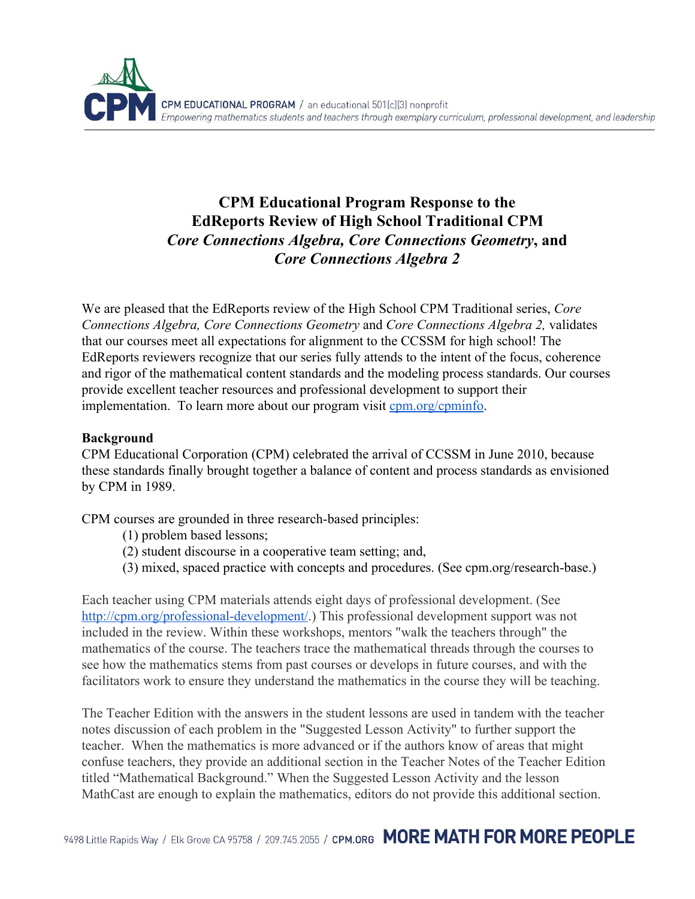# CPM Educational Program Response to the EdReports Review of High School Traditional CPM *Core Connections Algebra, Core Connections Geometry*, and *Core Connections Algebra 2*

We are pleased that the EdReports review of the High School CPM Traditional series, *Core Connections Algebra, Core Connections Geometry* and *Core Connections Algebra 2,* validates that our courses meet all expectations for alignment to the CCSSM for high school! The EdReports reviewers recognize that our series fully attends to the intent of the focus, coherence and rigor of the mathematical content standards and the modeling process standards. Our courses provide excellent teacher resources and professional development to support their implementation. To learn more about our program visit [cpm.org/cpminfo](cpm.org/cpminfo).

**Background**

CPM Educational Corporation (CPM) celebrated the arrival of CCSSM in June 2010, because these standards finally brought together a balance of content and process standards as envisioned by CPM in 1989.

CPM courses are grounded in three research-based principles:

(1) problem based lessons;
(2) student discourse in a cooperative team setting; and,
(3) mixed, spaced practice with concepts and procedures. (See cpm.org/research-base.)

Each teacher using CPM materials attends eight days of professional development. (See [http://cpm.org/professional-development/](http://cpm.org/professional-development/).) This professional development support was not included in the review. Within these workshops, mentors "walk the teachers through" the mathematics of the course. The teachers trace the mathematical threads through the courses to see how the mathematics stems from past courses or develops in future courses, and with the facilitators work to ensure they understand the mathematics in the course they will be teaching.

The Teacher Edition with the answers in the student lessons are used in tandem with the teacher notes discussion of each problem in the "Suggested Lesson Activity" to further support the teacher. When the mathematics is more advanced or if the authors know of areas that might confuse teachers, they provide an additional section in the Teacher Notes of the Teacher Edition titled "Mathematical Background." When the Suggested Lesson Activity and the lesson MathCast are enough to explain the mathematics, editors do not provide this additional section.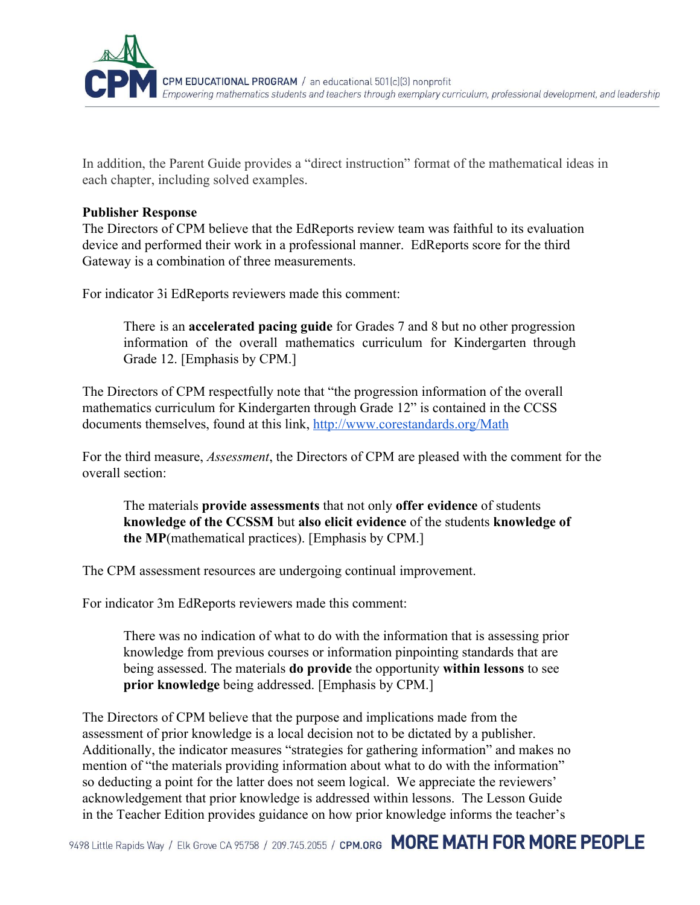In addition, the Parent Guide provides a "direct instruction" format of the mathematical ideas in each chapter, including solved examples.

**Publisher Response**

The Directors of CPM believe that the EdReports review team was faithful to its evaluation device and performed their work in a professional manner. EdReports score for the third Gateway is a combination of three measurements.

For indicator 3i EdReports reviewers made this comment:

> There is an **accelerated pacing guide** for Grades 7 and 8 but no other progression information of the overall mathematics curriculum for Kindergarten through Grade 12. [Emphasis by CPM.]

The Directors of CPM respectfully note that "the progression information of the overall mathematics curriculum for Kindergarten through Grade 12" is contained in the CCSS documents themselves, found at this link, http://www.corestandards.org/Math

For the third measure, *Assessment*, the Directors of CPM are pleased with the comment for the overall section:

> The materials **provide assessments** that not only **offer evidence** of students **knowledge of the CCSSM** but **also elicit evidence** of the students **knowledge of the MP**(mathematical practices). [Emphasis by CPM.]

The CPM assessment resources are undergoing continual improvement.

For indicator 3m EdReports reviewers made this comment:

> There was no indication of what to do with the information that is assessing prior knowledge from previous courses or information pinpointing standards that are being assessed. The materials **do provide** the opportunity **within lessons** to see **prior knowledge** being addressed. [Emphasis by CPM.]

The Directors of CPM believe that the purpose and implications made from the assessment of prior knowledge is a local decision not to be dictated by a publisher. Additionally, the indicator measures "strategies for gathering information" and makes no mention of "the materials providing information about what to do with the information" so deducting a point for the latter does not seem logical. We appreciate the reviewers' acknowledgement that prior knowledge is addressed within lessons. The Lesson Guide in the Teacher Edition provides guidance on how prior knowledge informs the teacher's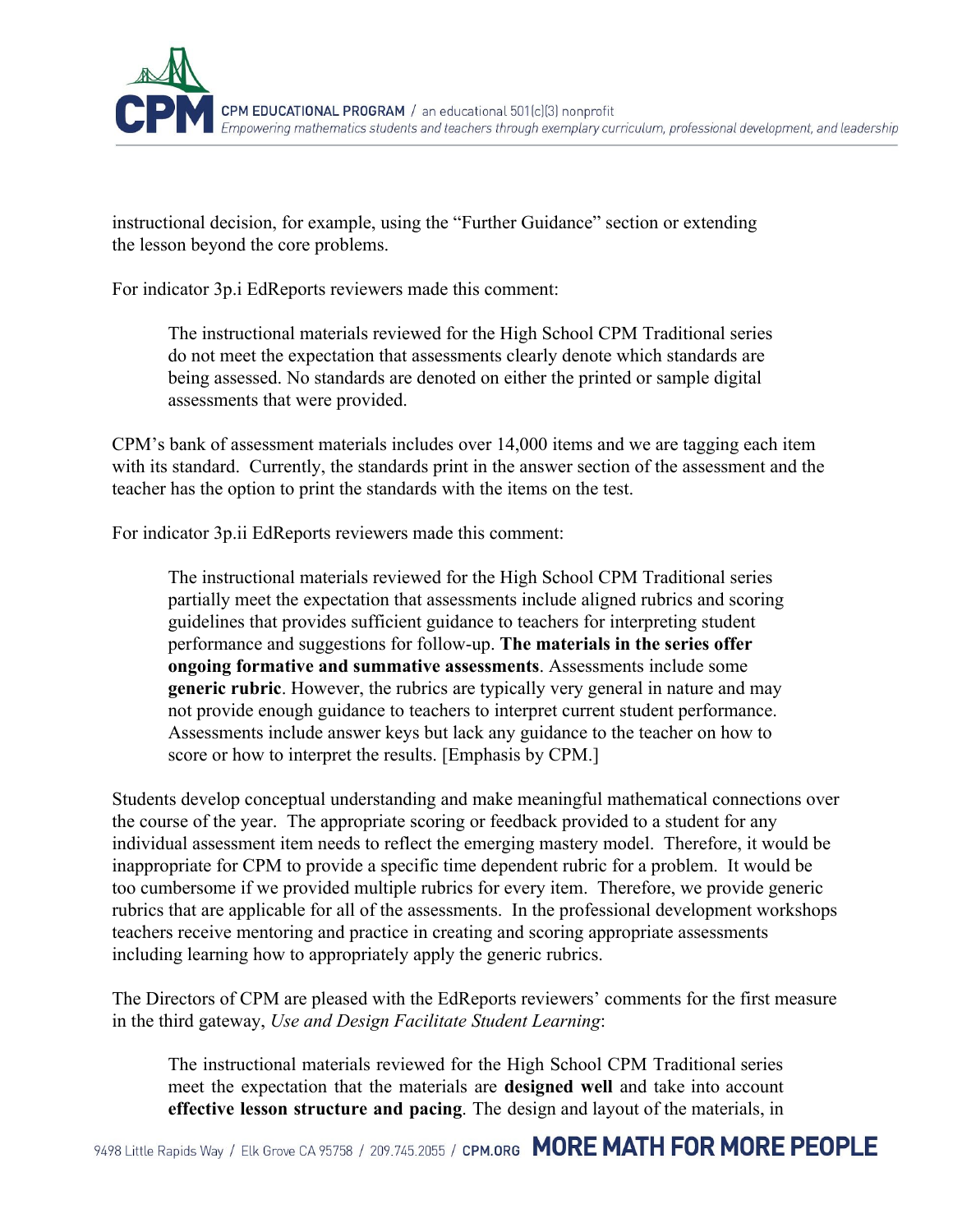instructional decision, for example, using the "Further Guidance" section or extending the lesson beyond the core problems.

For indicator 3p.i EdReports reviewers made this comment:

> The instructional materials reviewed for the High School CPM Traditional series do not meet the expectation that assessments clearly denote which standards are being assessed. No standards are denoted on either the printed or sample digital assessments that were provided.

CPM's bank of assessment materials includes over 14,000 items and we are tagging each item with its standard. Currently, the standards print in the answer section of the assessment and the teacher has the option to print the standards with the items on the test.

For indicator 3p.ii EdReports reviewers made this comment:

> The instructional materials reviewed for the High School CPM Traditional series partially meet the expectation that assessments include aligned rubrics and scoring guidelines that provides sufficient guidance to teachers for interpreting student performance and suggestions for follow-up. **The materials in the series offer ongoing formative and summative assessments**. Assessments include some **generic rubric**. However, the rubrics are typically very general in nature and may not provide enough guidance to teachers to interpret current student performance. Assessments include answer keys but lack any guidance to the teacher on how to score or how to interpret the results. [Emphasis by CPM.]

Students develop conceptual understanding and make meaningful mathematical connections over the course of the year. The appropriate scoring or feedback provided to a student for any individual assessment item needs to reflect the emerging mastery model. Therefore, it would be inappropriate for CPM to provide a specific time dependent rubric for a problem. It would be too cumbersome if we provided multiple rubrics for every item. Therefore, we provide generic rubrics that are applicable for all of the assessments. In the professional development workshops teachers receive mentoring and practice in creating and scoring appropriate assessments including learning how to appropriately apply the generic rubrics.

The Directors of CPM are pleased with the EdReports reviewers' comments for the first measure in the third gateway, *Use and Design Facilitate Student Learning*:

> The instructional materials reviewed for the High School CPM Traditional series meet the expectation that the materials are **designed well** and take into account **effective lesson structure and pacing**. The design and layout of the materials, in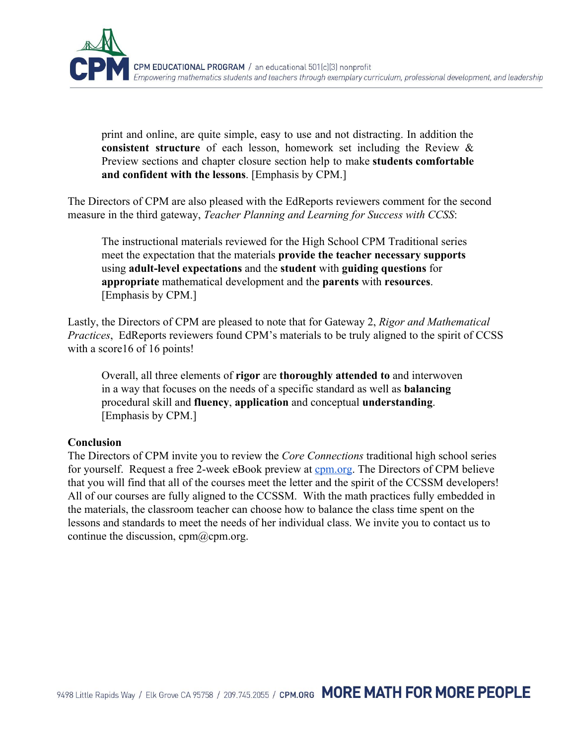print and online, are quite simple, easy to use and not distracting. In addition the **consistent structure** of each lesson, homework set including the Review & Preview sections and chapter closure section help to make **students comfortable and confident with the lessons**. [Emphasis by CPM.]

The Directors of CPM are also pleased with the EdReports reviewers comment for the second measure in the third gateway, *Teacher Planning and Learning for Success with CCSS*:

> The instructional materials reviewed for the High School CPM Traditional series meet the expectation that the materials **provide the teacher necessary supports** using **adult-level expectations** and the **student** with **guiding questions** for **appropriate** mathematical development and the **parents** with **resources**. [Emphasis by CPM.]

Lastly, the Directors of CPM are pleased to note that for Gateway 2, *Rigor and Mathematical Practices*, EdReports reviewers found CPM's materials to be truly aligned to the spirit of CCSS with a score16 of 16 points!

> Overall, all three elements of **rigor** are **thoroughly attended to** and interwoven in a way that focuses on the needs of a specific standard as well as **balancing** procedural skill and **fluency**, **application** and conceptual **understanding**. [Emphasis by CPM.]

**Conclusion**

The Directors of CPM invite you to review the *Core Connections* traditional high school series for yourself. Request a free 2-week eBook preview at cpm.org. The Directors of CPM believe that you will find that all of the courses meet the letter and the spirit of the CCSSM developers! All of our courses are fully aligned to the CCSSM. With the math practices fully embedded in the materials, the classroom teacher can choose how to balance the class time spent on the lessons and standards to meet the needs of her individual class. We invite you to contact us to continue the discussion, cpm@cpm.org.